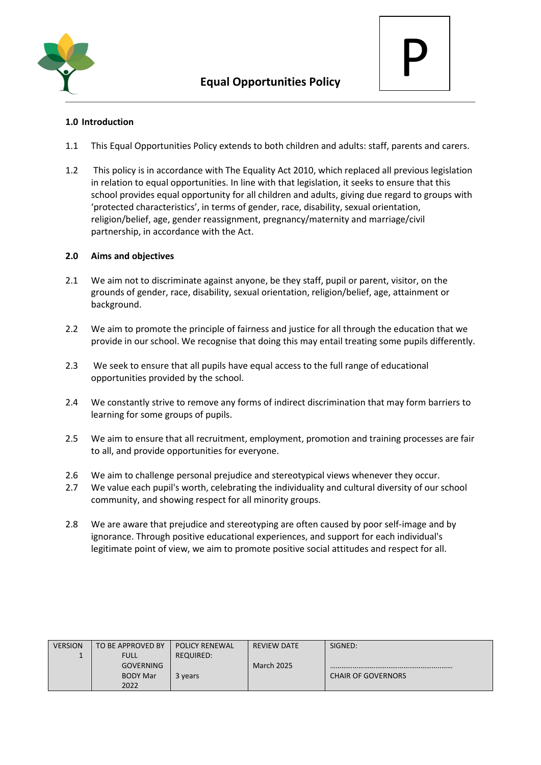# Equal Opportunities Policy

P

## 1.0 Introduction

1.1 This Equal Opportunities Policy extends to both children and adults: staff, parents and carers.

1.2 This policy is in accordance with The Equality Act 2010, which replaced all previous legislation in relation to equal opportunities. In line with that legislation, it seeks to ensure that this school provides equal opportunity for all children and adults, giving due regard to groups with 'protected characteristics', in terms of gender, race, disability, sexual orientation, religion/belief, age, gender reassignment, pregnancy/maternity and marriage/civil partnership, in accordance with the Act.

## 2.0 Aims and objectives

2.1 We aim not to discriminate against anyone, be they staff, pupil or parent, visitor, on the grounds of gender, race, disability, sexual orientation, religion/belief, age, attainment or background.

2.2 We aim to promote the principle of fairness and justice for all through the education that we provide in our school. We recognise that doing this may entail treating some pupils differently.

2.3 We seek to ensure that all pupils have equal access to the full range of educational opportunities provided by the school.

2.4 We constantly strive to remove any forms of indirect discrimination that may form barriers to learning for some groups of pupils.

2.5 We aim to ensure that all recruitment, employment, promotion and training processes are fair to all, and provide opportunities for everyone.

2.6 We aim to challenge personal prejudice and stereotypical views whenever they occur.

2.7 We value each pupil's worth, celebrating the individuality and cultural diversity of our school community, and showing respect for all minority groups.

2.8 We are aware that prejudice and stereotyping are often caused by poor self-image and by ignorance. Through positive educational experiences, and support for each individual's legitimate point of view, we aim to promote positive social attitudes and respect for all.

| VERSION | TO BE APPROVED BY | POLICY RENEWAL REQUIRED: | REVIEW DATE | SIGNED: |
|---|---|---|---|---|
| 1 | FULL GOVERNING BODY Mar 2022 | 3 years | March 2025 | ……………………………………………………… CHAIR OF GOVERNORS |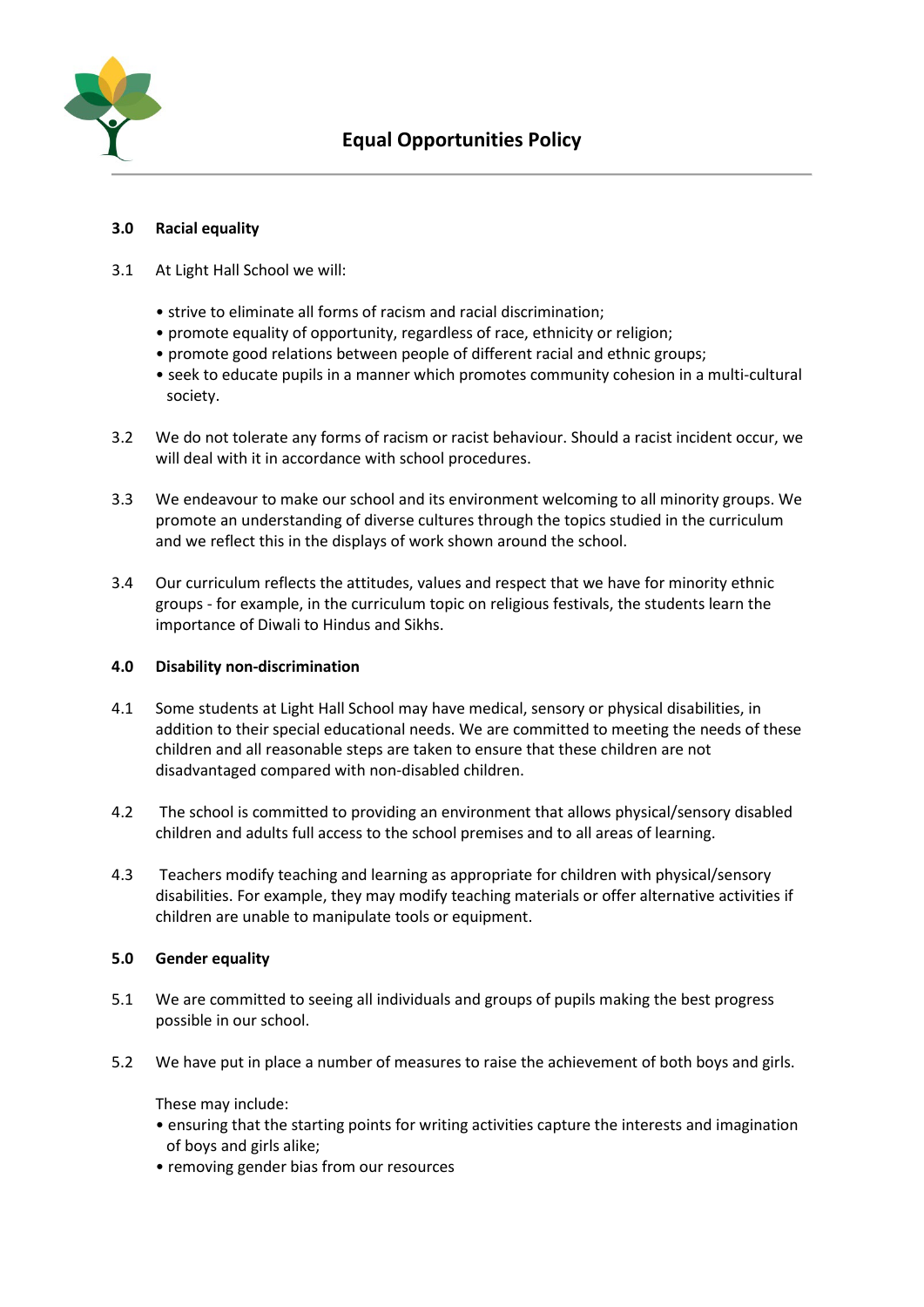**3.0 Racial equality**

3.1 At Light Hall School we will:

- strive to eliminate all forms of racism and racial discrimination;
- promote equality of opportunity, regardless of race, ethnicity or religion;
- promote good relations between people of different racial and ethnic groups;
- seek to educate pupils in a manner which promotes community cohesion in a multi-cultural society.

3.2 We do not tolerate any forms of racism or racist behaviour. Should a racist incident occur, we will deal with it in accordance with school procedures.

3.3 We endeavour to make our school and its environment welcoming to all minority groups. We promote an understanding of diverse cultures through the topics studied in the curriculum and we reflect this in the displays of work shown around the school.

3.4 Our curriculum reflects the attitudes, values and respect that we have for minority ethnic groups - for example, in the curriculum topic on religious festivals, the students learn the importance of Diwali to Hindus and Sikhs.

**4.0 Disability non-discrimination**

4.1 Some students at Light Hall School may have medical, sensory or physical disabilities, in addition to their special educational needs. We are committed to meeting the needs of these children and all reasonable steps are taken to ensure that these children are not disadvantaged compared with non-disabled children.

4.2 The school is committed to providing an environment that allows physical/sensory disabled children and adults full access to the school premises and to all areas of learning.

4.3 Teachers modify teaching and learning as appropriate for children with physical/sensory disabilities. For example, they may modify teaching materials or offer alternative activities if children are unable to manipulate tools or equipment.

**5.0 Gender equality**

5.1 We are committed to seeing all individuals and groups of pupils making the best progress possible in our school.

5.2 We have put in place a number of measures to raise the achievement of both boys and girls.

These may include:

- ensuring that the starting points for writing activities capture the interests and imagination of boys and girls alike;
- removing gender bias from our resources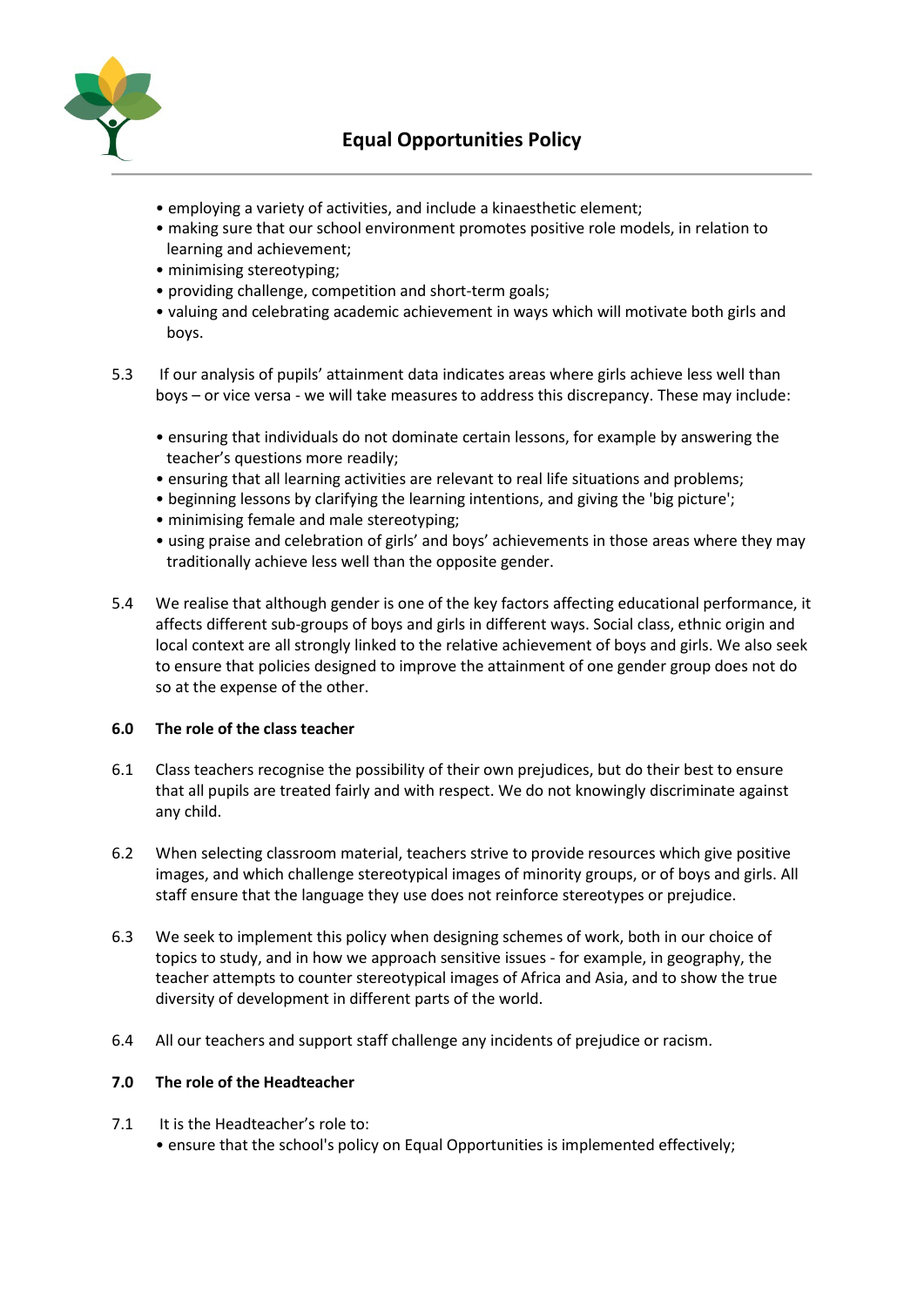- employing a variety of activities, and include a kinaesthetic element;
- making sure that our school environment promotes positive role models, in relation to learning and achievement;
- minimising stereotyping;
- providing challenge, competition and short-term goals;
- valuing and celebrating academic achievement in ways which will motivate both girls and boys.

5.3 If our analysis of pupils' attainment data indicates areas where girls achieve less well than boys – or vice versa - we will take measures to address this discrepancy. These may include:

- ensuring that individuals do not dominate certain lessons, for example by answering the teacher's questions more readily;
- ensuring that all learning activities are relevant to real life situations and problems;
- beginning lessons by clarifying the learning intentions, and giving the 'big picture';
- minimising female and male stereotyping;
- using praise and celebration of girls' and boys' achievements in those areas where they may traditionally achieve less well than the opposite gender.

5.4 We realise that although gender is one of the key factors affecting educational performance, it affects different sub-groups of boys and girls in different ways. Social class, ethnic origin and local context are all strongly linked to the relative achievement of boys and girls. We also seek to ensure that policies designed to improve the attainment of one gender group does not do so at the expense of the other.

## 6.0 The role of the class teacher

6.1 Class teachers recognise the possibility of their own prejudices, but do their best to ensure that all pupils are treated fairly and with respect. We do not knowingly discriminate against any child.

6.2 When selecting classroom material, teachers strive to provide resources which give positive images, and which challenge stereotypical images of minority groups, or of boys and girls. All staff ensure that the language they use does not reinforce stereotypes or prejudice.

6.3 We seek to implement this policy when designing schemes of work, both in our choice of topics to study, and in how we approach sensitive issues - for example, in geography, the teacher attempts to counter stereotypical images of Africa and Asia, and to show the true diversity of development in different parts of the world.

6.4 All our teachers and support staff challenge any incidents of prejudice or racism.

## 7.0 The role of the Headteacher

7.1 It is the Headteacher's role to:

- ensure that the school's policy on Equal Opportunities is implemented effectively;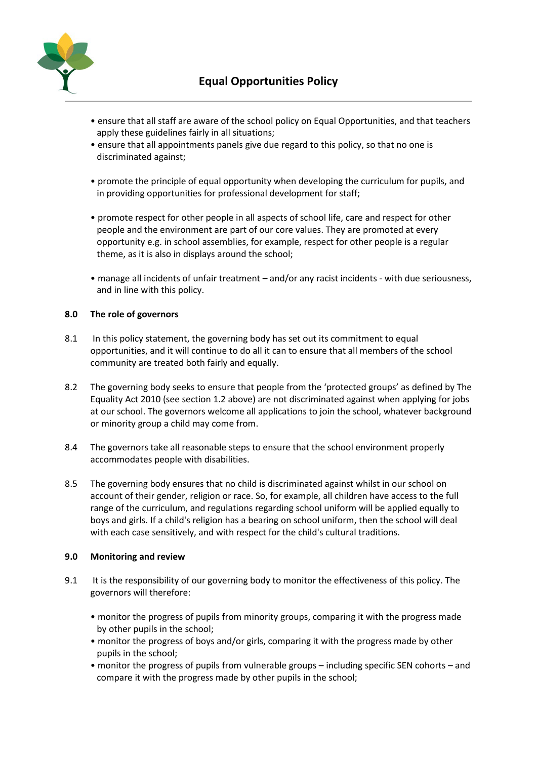- ensure that all staff are aware of the school policy on Equal Opportunities, and that teachers apply these guidelines fairly in all situations;
- ensure that all appointments panels give due regard to this policy, so that no one is discriminated against;
- promote the principle of equal opportunity when developing the curriculum for pupils, and in providing opportunities for professional development for staff;
- promote respect for other people in all aspects of school life, care and respect for other people and the environment are part of our core values. They are promoted at every opportunity e.g. in school assemblies, for example, respect for other people is a regular theme, as it is also in displays around the school;
- manage all incidents of unfair treatment – and/or any racist incidents - with due seriousness, and in line with this policy.

**8.0 The role of governors**

8.1 In this policy statement, the governing body has set out its commitment to equal opportunities, and it will continue to do all it can to ensure that all members of the school community are treated both fairly and equally.

8.2 The governing body seeks to ensure that people from the 'protected groups' as defined by The Equality Act 2010 (see section 1.2 above) are not discriminated against when applying for jobs at our school. The governors welcome all applications to join the school, whatever background or minority group a child may come from.

8.4 The governors take all reasonable steps to ensure that the school environment properly accommodates people with disabilities.

8.5 The governing body ensures that no child is discriminated against whilst in our school on account of their gender, religion or race. So, for example, all children have access to the full range of the curriculum, and regulations regarding school uniform will be applied equally to boys and girls. If a child's religion has a bearing on school uniform, then the school will deal with each case sensitively, and with respect for the child's cultural traditions.

**9.0 Monitoring and review**

9.1 It is the responsibility of our governing body to monitor the effectiveness of this policy. The governors will therefore:

- monitor the progress of pupils from minority groups, comparing it with the progress made by other pupils in the school;
- monitor the progress of boys and/or girls, comparing it with the progress made by other pupils in the school;
- monitor the progress of pupils from vulnerable groups – including specific SEN cohorts – and compare it with the progress made by other pupils in the school;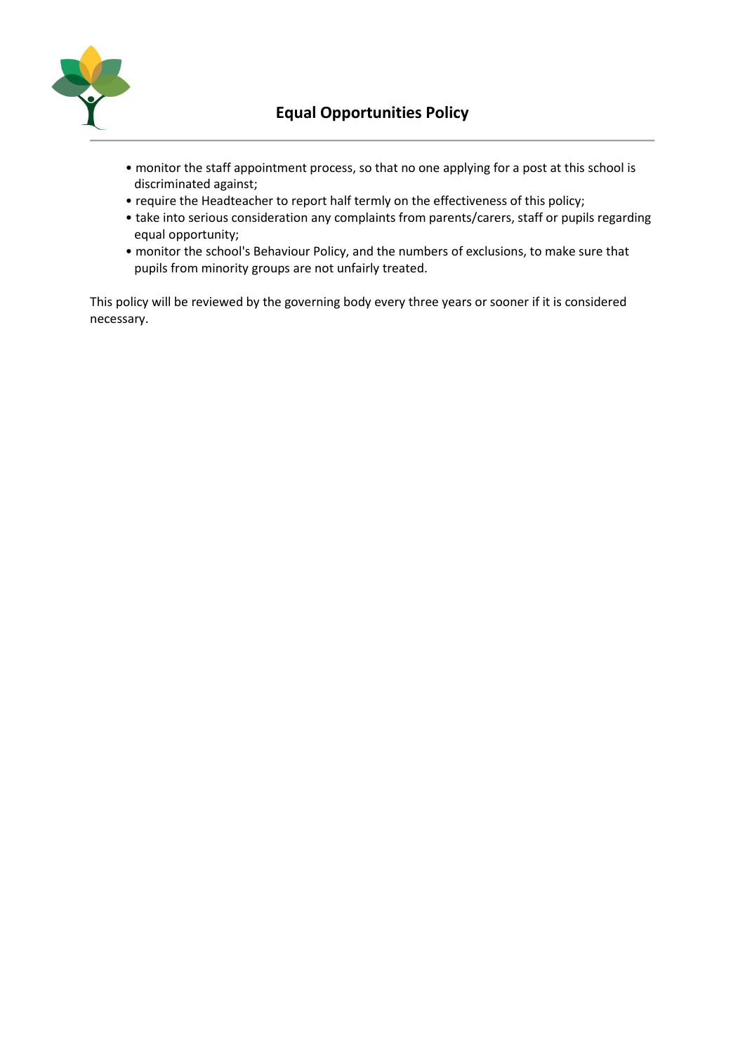- monitor the staff appointment process, so that no one applying for a post at this school is discriminated against;
- require the Headteacher to report half termly on the effectiveness of this policy;
- take into serious consideration any complaints from parents/carers, staff or pupils regarding equal opportunity;
- monitor the school's Behaviour Policy, and the numbers of exclusions, to make sure that pupils from minority groups are not unfairly treated.

This policy will be reviewed by the governing body every three years or sooner if it is considered necessary.